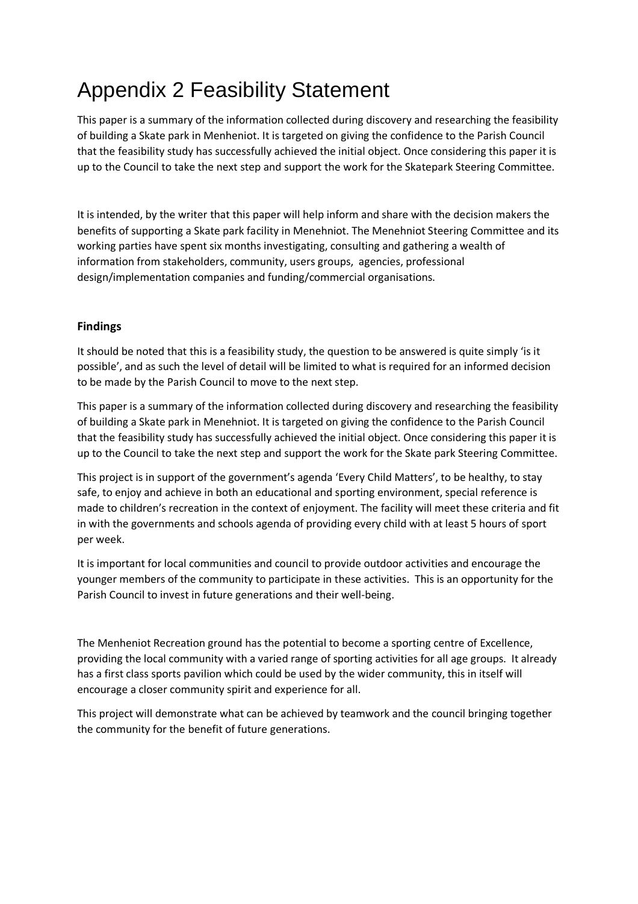# Appendix 2 Feasibility Statement

This paper is a summary of the information collected during discovery and researching the feasibility of building a Skate park in Menheniot. It is targeted on giving the confidence to the Parish Council that the feasibility study has successfully achieved the initial object. Once considering this paper it is up to the Council to take the next step and support the work for the Skatepark Steering Committee.

It is intended, by the writer that this paper will help inform and share with the decision makers the benefits of supporting a Skate park facility in Menehniot. The Menehniot Steering Committee and its working parties have spent six months investigating, consulting and gathering a wealth of information from stakeholders, community, users groups, agencies, professional design/implementation companies and funding/commercial organisations.

### Findings

It should be noted that this is a feasibility study, the question to be answered is quite simply 'is it possible', and as such the level of detail will be limited to what is required for an informed decision to be made by the Parish Council to move to the next step.

This paper is a summary of the information collected during discovery and researching the feasibility of building a Skate park in Menehniot. It is targeted on giving the confidence to the Parish Council that the feasibility study has successfully achieved the initial object. Once considering this paper it is up to the Council to take the next step and support the work for the Skate park Steering Committee.

This project is in support of the government's agenda 'Every Child Matters', to be healthy, to stay safe, to enjoy and achieve in both an educational and sporting environment, special reference is made to children's recreation in the context of enjoyment. The facility will meet these criteria and fit in with the governments and schools agenda of providing every child with at least 5 hours of sport per week.

It is important for local communities and council to provide outdoor activities and encourage the younger members of the community to participate in these activities. This is an opportunity for the Parish Council to invest in future generations and their well-being.

The Menheniot Recreation ground has the potential to become a sporting centre of Excellence, providing the local community with a varied range of sporting activities for all age groups. It already has a first class sports pavilion which could be used by the wider community, this in itself will encourage a closer community spirit and experience for all.

This project will demonstrate what can be achieved by teamwork and the council bringing together the community for the benefit of future generations.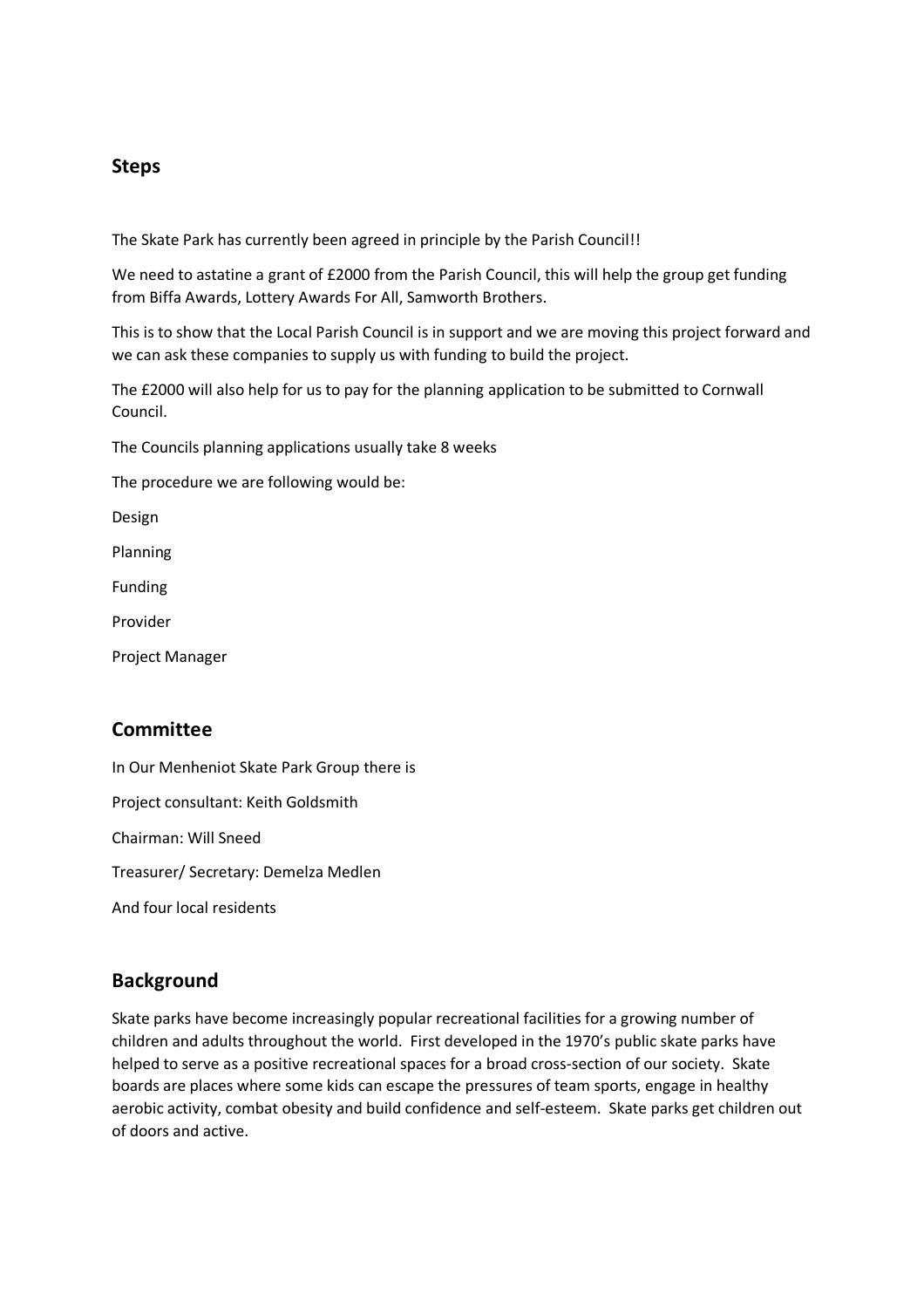## Steps

The Skate Park has currently been agreed in principle by the Parish Council!!

We need to astatine a grant of £2000 from the Parish Council, this will help the group get funding from Biffa Awards, Lottery Awards For All, Samworth Brothers.

This is to show that the Local Parish Council is in support and we are moving this project forward and we can ask these companies to supply us with funding to build the project.

The £2000 will also help for us to pay for the planning application to be submitted to Cornwall Council.

The Councils planning applications usually take 8 weeks

The procedure we are following would be:

Design

Planning

Funding

Provider

Project Manager

## Committee

In Our Menheniot Skate Park Group there is

Project consultant: Keith Goldsmith

Chairman: Will Sneed

Treasurer/ Secretary: Demelza Medlen

And four local residents

## Background

Skate parks have become increasingly popular recreational facilities for a growing number of children and adults throughout the world. First developed in the 1970's public skate parks have helped to serve as a positive recreational spaces for a broad cross-section of our society. Skate boards are places where some kids can escape the pressures of team sports, engage in healthy aerobic activity, combat obesity and build confidence and self-esteem. Skate parks get children out of doors and active.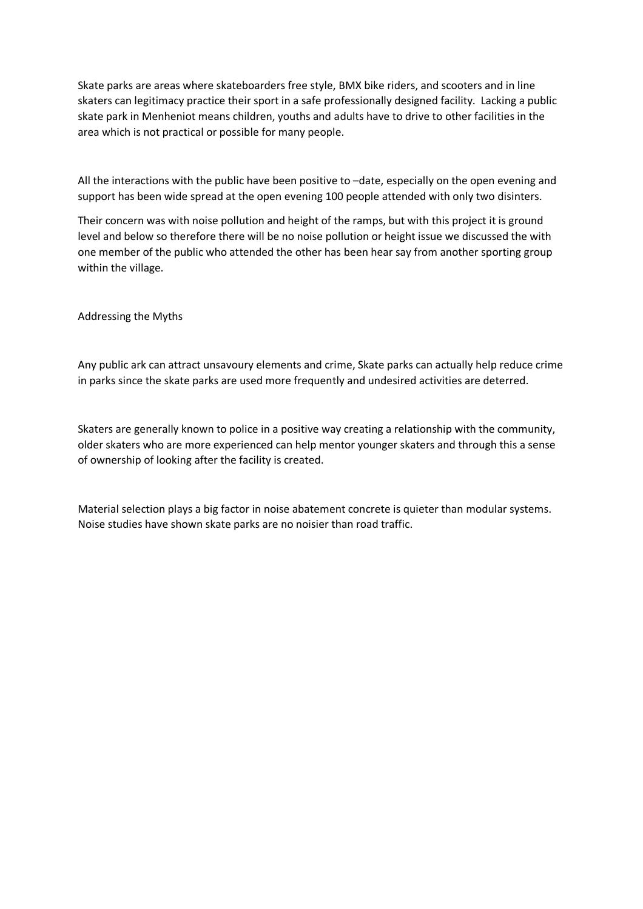Skate parks are areas where skateboarders free style, BMX bike riders, and scooters and in line skaters can legitimacy practice their sport in a safe professionally designed facility. Lacking a public skate park in Menheniot means children, youths and adults have to drive to other facilities in the area which is not practical or possible for many people.

All the interactions with the public have been positive to –date, especially on the open evening and support has been wide spread at the open evening 100 people attended with only two disinters.

Their concern was with noise pollution and height of the ramps, but with this project it is ground level and below so therefore there will be no noise pollution or height issue we discussed the with one member of the public who attended the other has been hear say from another sporting group within the village.

Addressing the Myths

Any public ark can attract unsavoury elements and crime, Skate parks can actually help reduce crime in parks since the skate parks are used more frequently and undesired activities are deterred.

Skaters are generally known to police in a positive way creating a relationship with the community, older skaters who are more experienced can help mentor younger skaters and through this a sense of ownership of looking after the facility is created.

Material selection plays a big factor in noise abatement concrete is quieter than modular systems. Noise studies have shown skate parks are no noisier than road traffic.